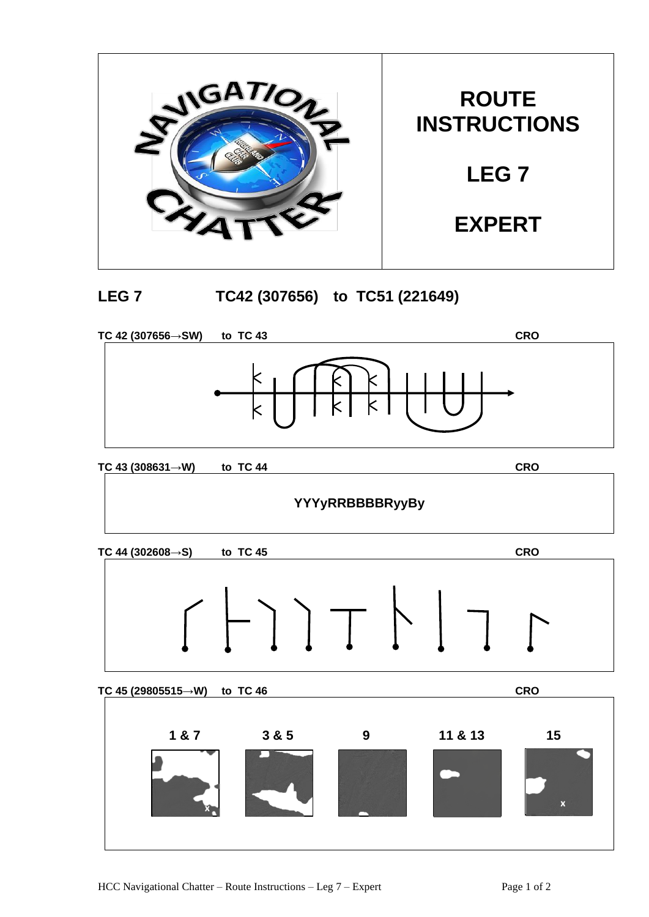# ROUTE INSTRUCTIONS

# LEG 7

# EXPERT

## LEG 7 TC42 (307656) to TC51 (221649)

**TC 42 (307656→SW) to TC 43** **CRO**

**TC 43 (308631→W) to TC 44** **CRO**

**YYYyRRBBBBRyyBy**

**TC 44 (302608→S) to TC 45** **CRO**

**TC 45 (29805515→W) to TC 46** **CRO**

**1 & 7** **3 & 5** **9** **11 & 13** **15**

x

x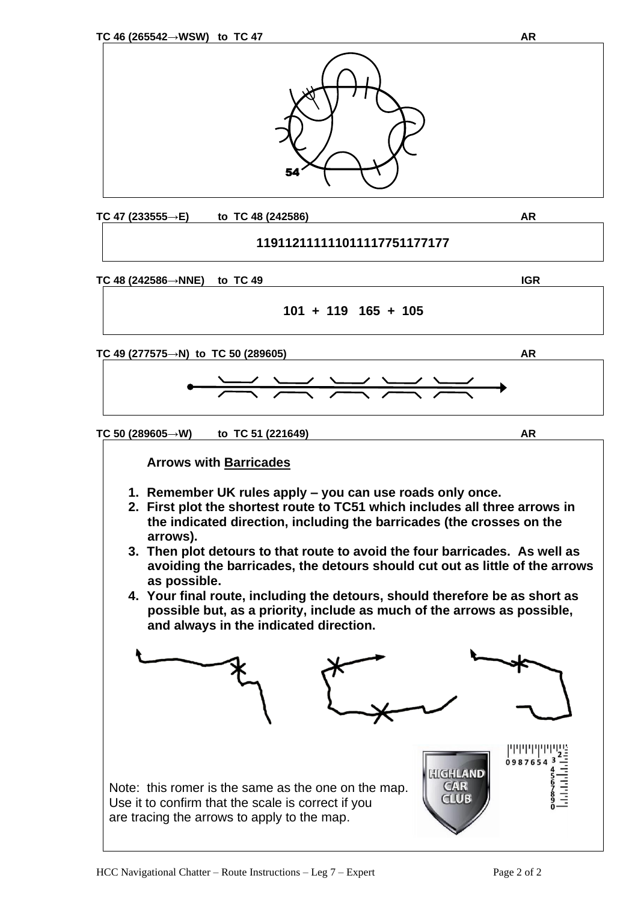**TC 46 (265542→WSW) to TC 47** AR

54

**TC 47 (233555→E) to TC 48 (242586)** AR

**119112111111011117751177177**

**TC 48 (242586→NNE) to TC 49** IGR

**101 + 119 165 + 105**

**TC 49 (277575→N) to TC 50 (289605)** AR

**TC 50 (289605→W) to TC 51 (221649)** AR

**Arrows with Barricades**

1. Remember UK rules apply – you can use roads only once.
2. First plot the shortest route to TC51 which includes all three arrows in the indicated direction, including the barricades (the crosses on the arrows).
3. Then plot detours to that route to avoid the four barricades. As well as avoiding the barricades, the detours should cut out as little of the arrows as possible.
4. Your final route, including the detours, should therefore be as short as possible but, as a priority, include as much of the arrows as possible, and always in the indicated direction.

Note: this romer is the same as the one on the map. Use it to confirm that the scale is correct if you are tracing the arrows to apply to the map.

HIGHLAND CAR CLUB

0 9 8 7 6 5 4 3 2 1
2 3 4 5 6 7 8 9 0

HCC Navigational Chatter – Route Instructions – Leg 7 – Expert